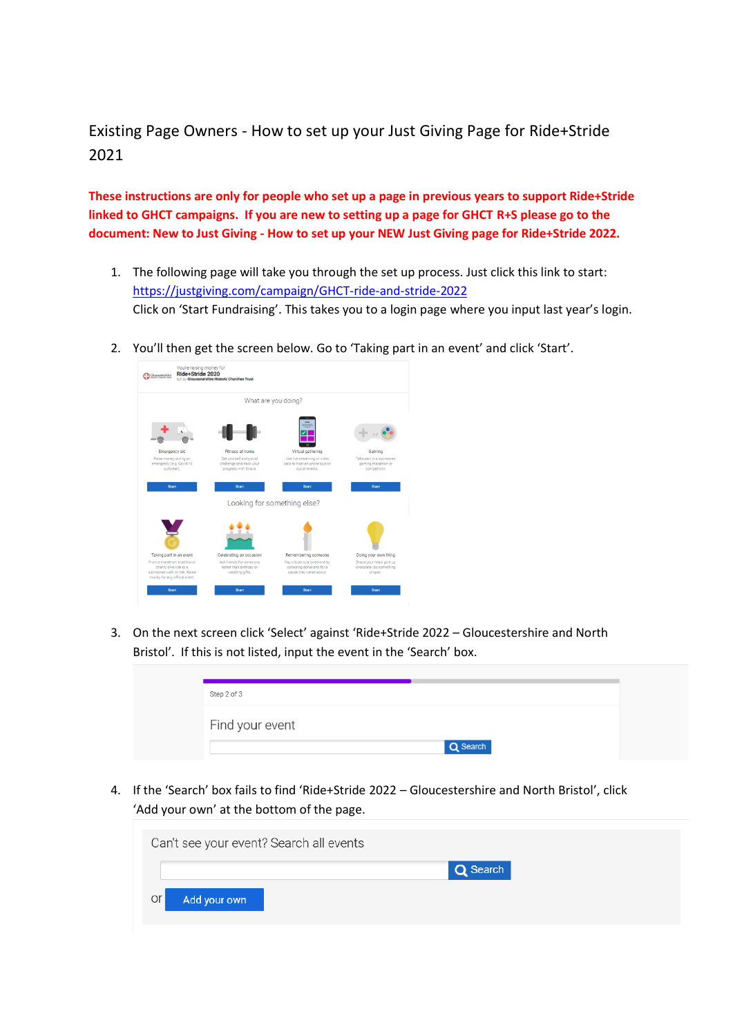# Existing Page Owners - How to set up your Just Giving Page for Ride+Stride 2021

**These instructions are only for people who set up a page in previous years to support Ride+Stride linked to GHCT campaigns. If you are new to setting up a page for GHCT R+S please go to the document: New to Just Giving - How to set up your NEW Just Giving page for Ride+Stride 2022.**

1. The following page will take you through the set up process. Just click this link to start: https://justgiving.com/campaign/GHCT-ride-and-stride-2022
   Click on 'Start Fundraising'. This takes you to a login page where you input last year's login.

2. You'll then get the screen below. Go to 'Taking part in an event' and click 'Start'.

3. On the next screen click 'Select' against 'Ride+Stride 2022 – Gloucestershire and North Bristol'. If this is not listed, input the event in the 'Search' box.

4. If the 'Search' box fails to find 'Ride+Stride 2022 – Gloucestershire and North Bristol', click 'Add your own' at the bottom of the page.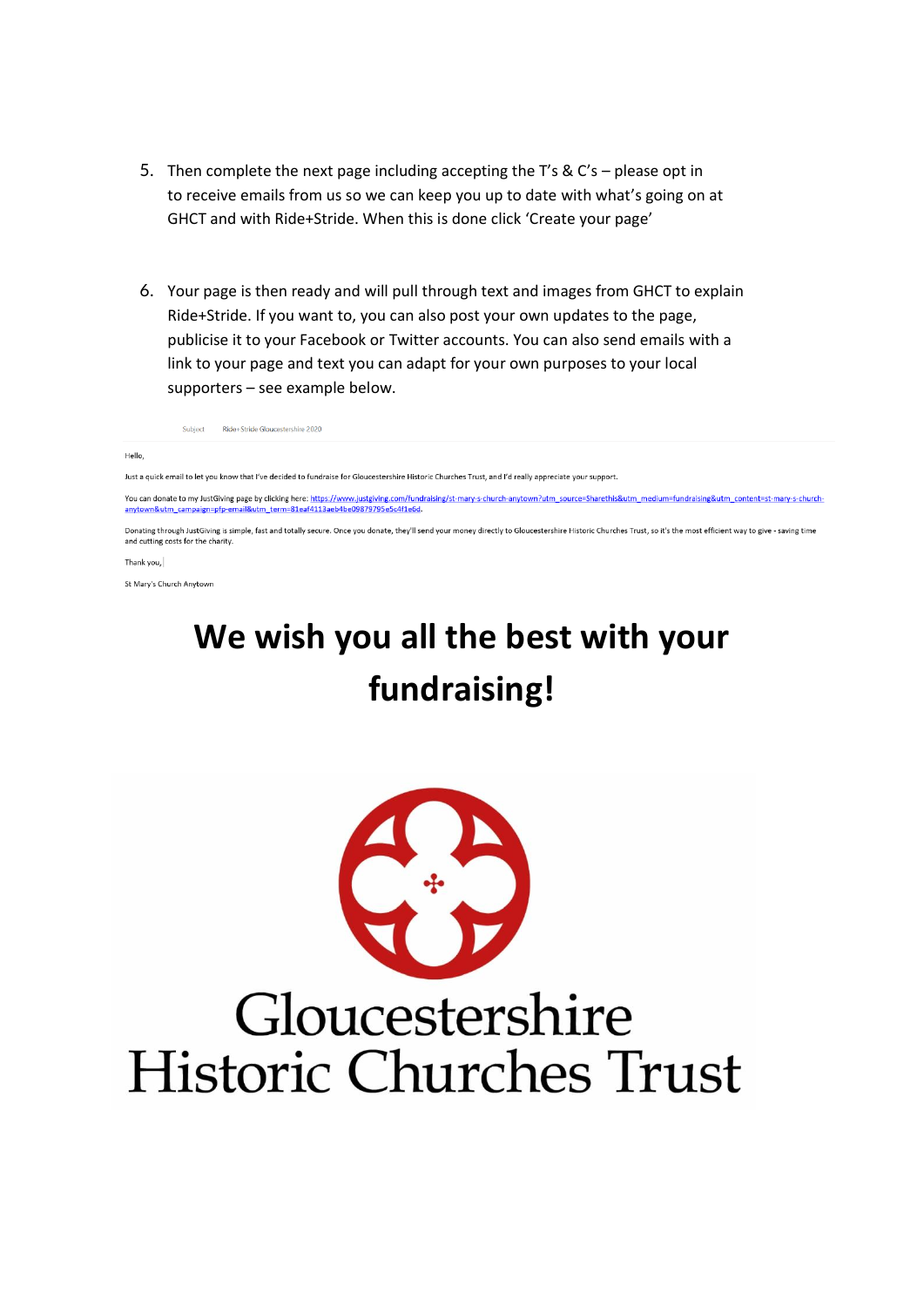5. Then complete the next page including accepting the T's & C's – please opt in to receive emails from us so we can keep you up to date with what's going on at GHCT and with Ride+Stride. When this is done click 'Create your page'

6. Your page is then ready and will pull through text and images from GHCT to explain Ride+Stride. If you want to, you can also post your own updates to the page, publicise it to your Facebook or Twitter accounts. You can also send emails with a link to your page and text you can adapt for your own purposes to your local supporters – see example below.

Subject Ride+Stride Gloucestershire 2020

Hello,

Just a quick email to let you know that I've decided to fundraise for Gloucestershire Historic Churches Trust, and I'd really appreciate your support.

You can donate to my JustGiving page by clicking here: https://www.justgiving.com/fundraising/st-mary-s-church-anytown?utm_source=Sharethis&utm_medium=fundraising&utm_content=st-mary-s-church-anytown&utm_campaign=pfp-email&utm_term=81eaf4113aeb4be09879795e5c4f1e6d.

Donating through JustGiving is simple, fast and totally secure. Once you donate, they'll send your money directly to Gloucestershire Historic Churches Trust, so it's the most efficient way to give - saving time and cutting costs for the charity.

Thank you,

St Mary's Church Anytown

# We wish you all the best with your fundraising!

Gloucestershire Historic Churches Trust